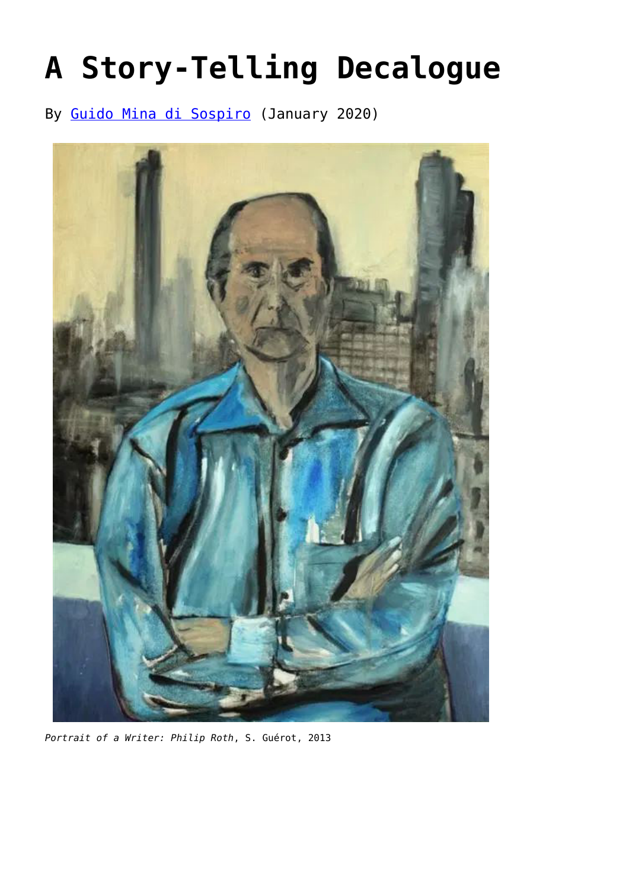# A Story-Telling Decalogue

By [Guido Mina di Sospiro](#) (January 2020)

*Portrait of a Writer: Philip Roth*, S. Guérot, 2013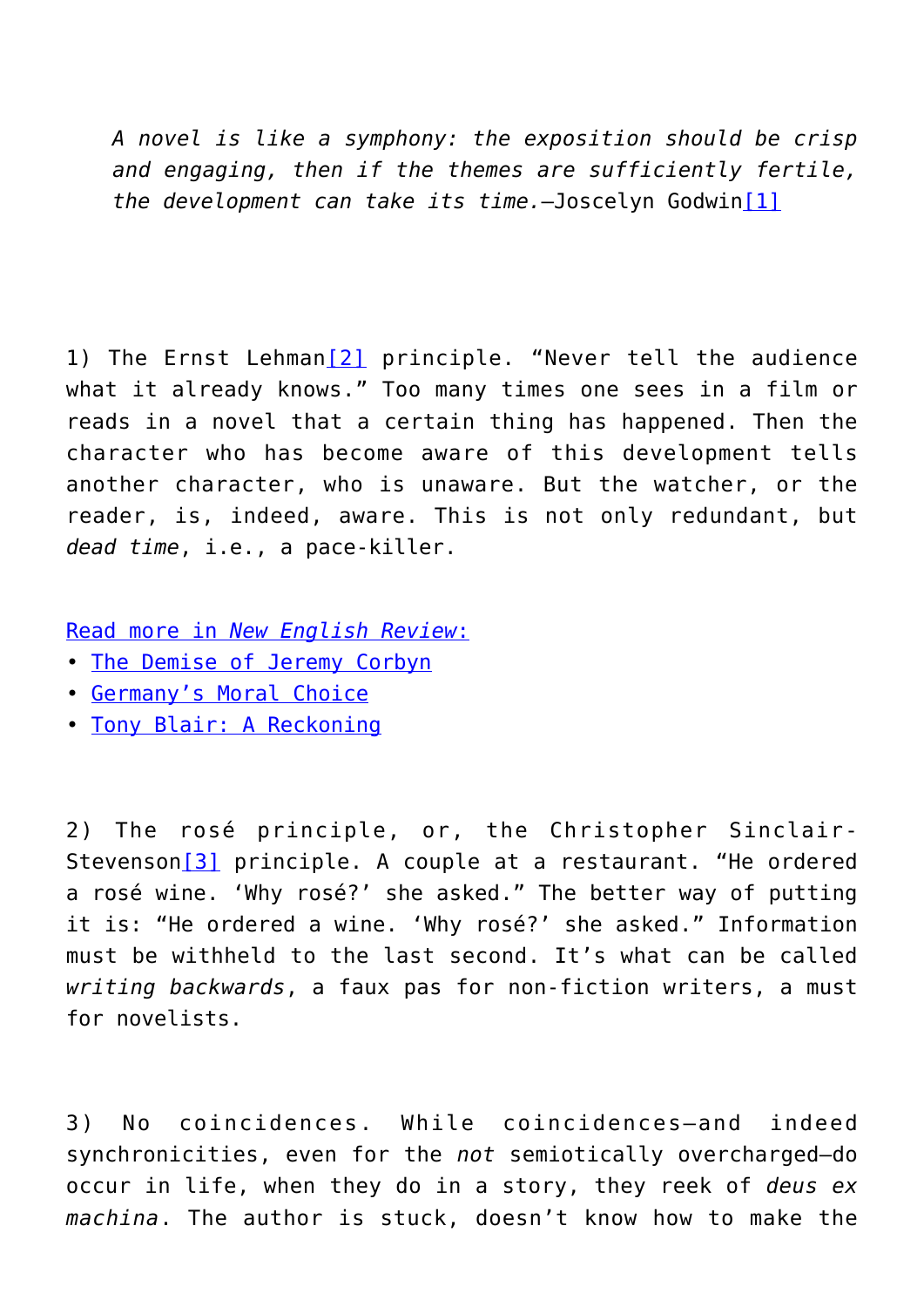> *A novel is like a symphony: the exposition should be crisp and engaging, then if the themes are sufficiently fertile, the development can take its time.*—Joscelyn Godwin[1]

1) The Ernst Lehman[2] principle. "Never tell the audience what it already knows." Too many times one sees in a film or reads in a novel that a certain thing has happened. Then the character who has become aware of this development tells another character, who is unaware. But the watcher, or the reader, is, indeed, aware. This is not only redundant, but *dead time*, i.e., a pace-killer.

Read more in *New English Review*:
• The Demise of Jeremy Corbyn
• Germany's Moral Choice
• Tony Blair: A Reckoning

2) The rosé principle, or, the Christopher Sinclair-Stevenson[3] principle. A couple at a restaurant. "He ordered a rosé wine. 'Why rosé?' she asked." The better way of putting it is: "He ordered a wine. 'Why rosé?' she asked." Information must be withheld to the last second. It's what can be called *writing backwards*, a faux pas for non-fiction writers, a must for novelists.

3) No coincidences. While coincidences—and indeed synchronicities, even for the *not* semiotically overcharged—do occur in life, when they do in a story, they reek of *deus ex machina*. The author is stuck, doesn't know how to make the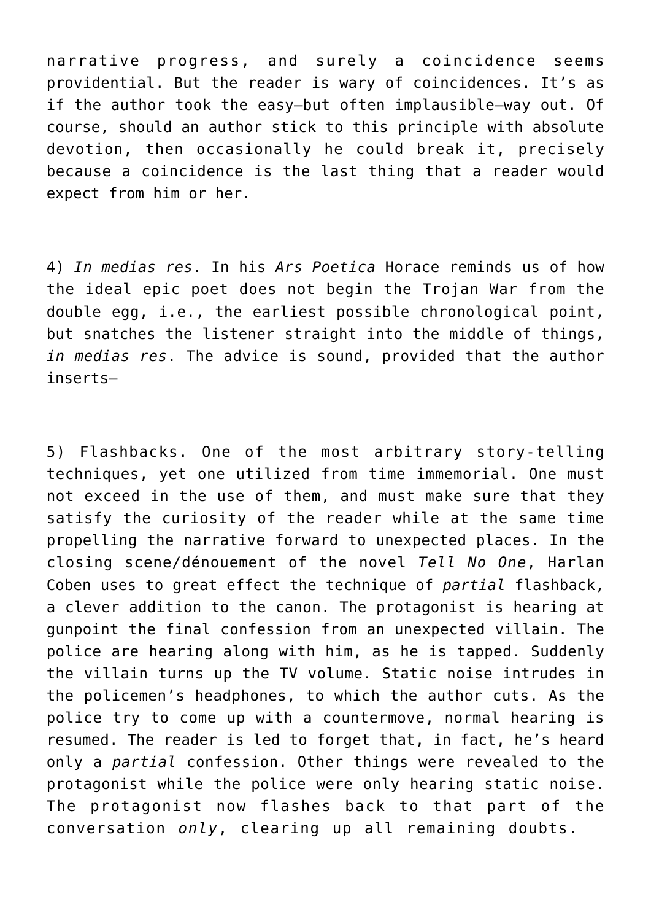narrative progress, and surely a coincidence seems providential. But the reader is wary of coincidences. It’s as if the author took the easy—but often implausible—way out. Of course, should an author stick to this principle with absolute devotion, then occasionally he could break it, precisely because a coincidence is the last thing that a reader would expect from him or her.

4) *In medias res*. In his *Ars Poetica* Horace reminds us of how the ideal epic poet does not begin the Trojan War from the double egg, i.e., the earliest possible chronological point, but snatches the listener straight into the middle of things, *in medias res*. The advice is sound, provided that the author inserts—

5) Flashbacks. One of the most arbitrary story-telling techniques, yet one utilized from time immemorial. One must not exceed in the use of them, and must make sure that they satisfy the curiosity of the reader while at the same time propelling the narrative forward to unexpected places. In the closing scene/dénouement of the novel *Tell No One*, Harlan Coben uses to great effect the technique of *partial* flashback, a clever addition to the canon. The protagonist is hearing at gunpoint the final confession from an unexpected villain. The police are hearing along with him, as he is tapped. Suddenly the villain turns up the TV volume. Static noise intrudes in the policemen’s headphones, to which the author cuts. As the police try to come up with a countermove, normal hearing is resumed. The reader is led to forget that, in fact, he’s heard only a *partial* confession. Other things were revealed to the protagonist while the police were only hearing static noise. The protagonist now flashes back to that part of the conversation *only*, clearing up all remaining doubts.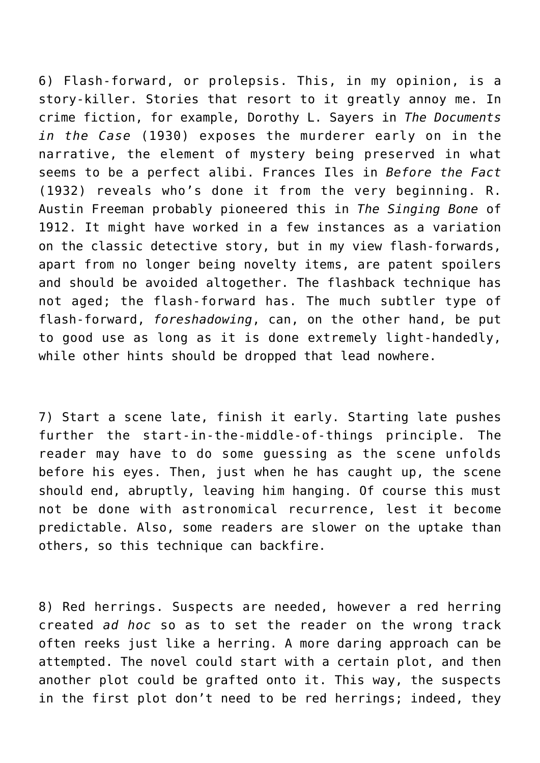6) Flash-forward, or prolepsis. This, in my opinion, is a story-killer. Stories that resort to it greatly annoy me. In crime fiction, for example, Dorothy L. Sayers in *The Documents in the Case* (1930) exposes the murderer early on in the narrative, the element of mystery being preserved in what seems to be a perfect alibi. Frances Iles in *Before the Fact* (1932) reveals who's done it from the very beginning. R. Austin Freeman probably pioneered this in *The Singing Bone* of 1912. It might have worked in a few instances as a variation on the classic detective story, but in my view flash-forwards, apart from no longer being novelty items, are patent spoilers and should be avoided altogether. The flashback technique has not aged; the flash-forward has. The much subtler type of flash-forward, *foreshadowing*, can, on the other hand, be put to good use as long as it is done extremely light-handedly, while other hints should be dropped that lead nowhere.

7) Start a scene late, finish it early. Starting late pushes further the start-in-the-middle-of-things principle. The reader may have to do some guessing as the scene unfolds before his eyes. Then, just when he has caught up, the scene should end, abruptly, leaving him hanging. Of course this must not be done with astronomical recurrence, lest it become predictable. Also, some readers are slower on the uptake than others, so this technique can backfire.

8) Red herrings. Suspects are needed, however a red herring created *ad hoc* so as to set the reader on the wrong track often reeks just like a herring. A more daring approach can be attempted. The novel could start with a certain plot, and then another plot could be grafted onto it. This way, the suspects in the first plot don't need to be red herrings; indeed, they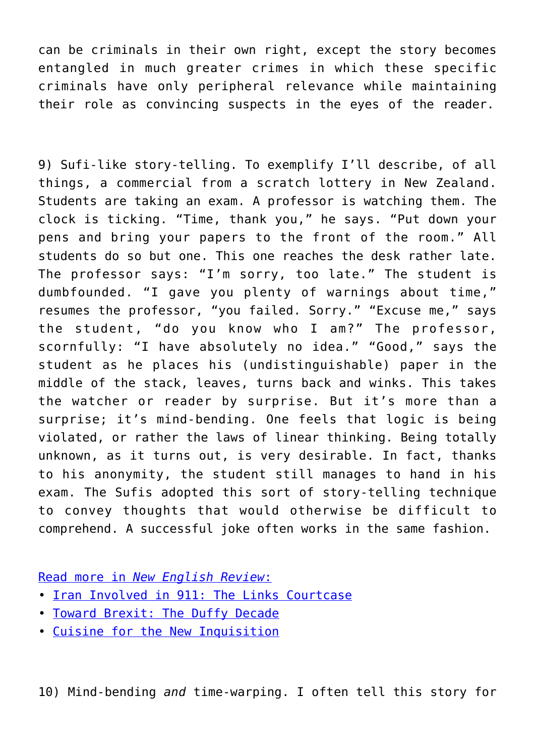can be criminals in their own right, except the story becomes entangled in much greater crimes in which these specific criminals have only peripheral relevance while maintaining their role as convincing suspects in the eyes of the reader.

9) Sufi-like story-telling. To exemplify I'll describe, of all things, a commercial from a scratch lottery in New Zealand. Students are taking an exam. A professor is watching them. The clock is ticking. "Time, thank you," he says. "Put down your pens and bring your papers to the front of the room." All students do so but one. This one reaches the desk rather late. The professor says: "I'm sorry, too late." The student is dumbfounded. "I gave you plenty of warnings about time," resumes the professor, "you failed. Sorry." "Excuse me," says the student, "do you know who I am?" The professor, scornfully: "I have absolutely no idea." "Good," says the student as he places his (undistinguishable) paper in the middle of the stack, leaves, turns back and winks. This takes the watcher or reader by surprise. But it's more than a surprise; it's mind-bending. One feels that logic is being violated, or rather the laws of linear thinking. Being totally unknown, as it turns out, is very desirable. In fact, thanks to his anonymity, the student still manages to hand in his exam. The Sufis adopted this sort of story-telling technique to convey thoughts that would otherwise be difficult to comprehend. A successful joke often works in the same fashion.

Read more in *New English Review*:

- Iran Involved in 911: The Links Courtcase
- Toward Brexit: The Duffy Decade
- Cuisine for the New Inquisition

10) Mind-bending *and* time-warping. I often tell this story for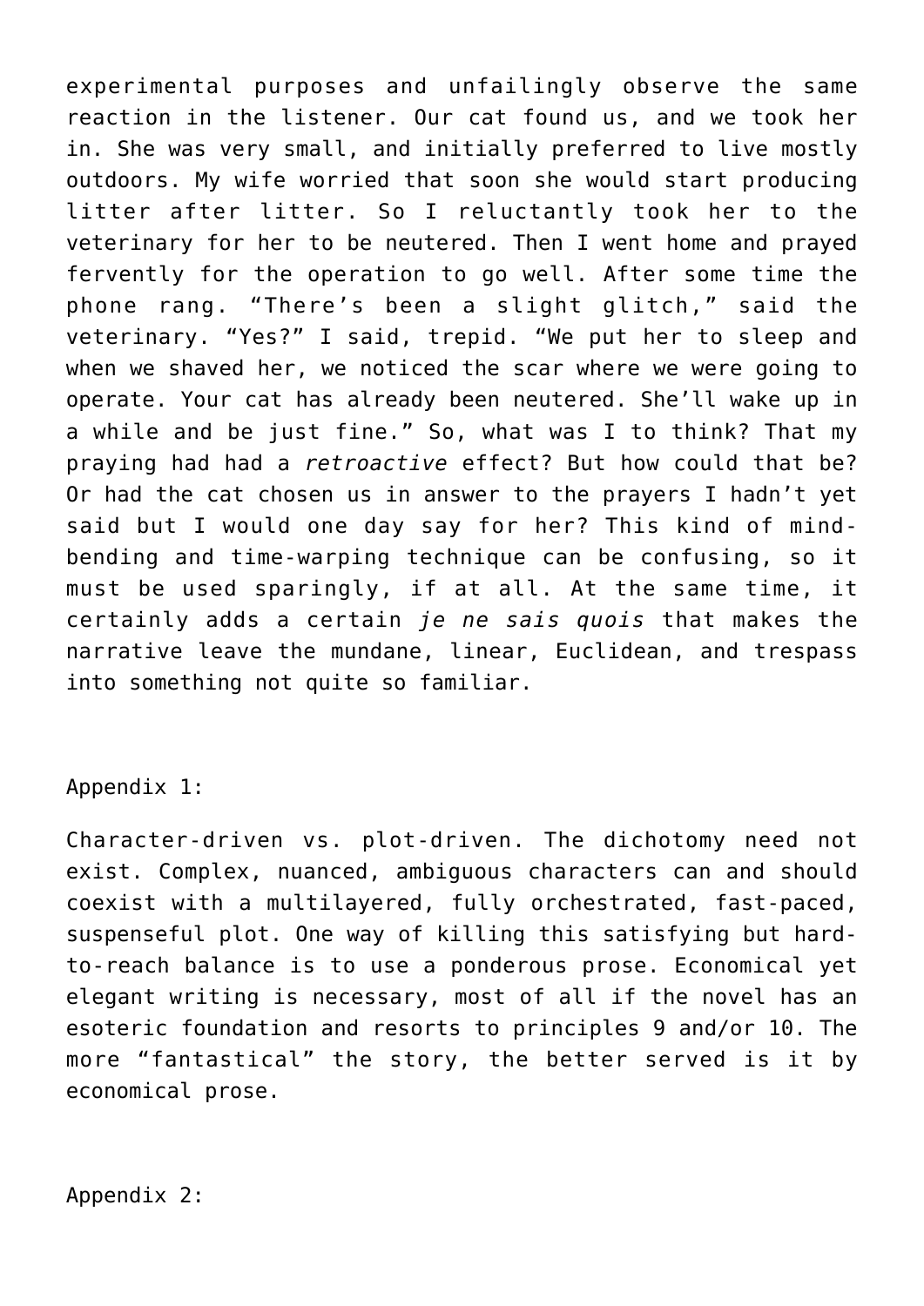experimental purposes and unfailingly observe the same reaction in the listener. Our cat found us, and we took her in. She was very small, and initially preferred to live mostly outdoors. My wife worried that soon she would start producing litter after litter. So I reluctantly took her to the veterinary for her to be neutered. Then I went home and prayed fervently for the operation to go well. After some time the phone rang. “There’s been a slight glitch,” said the veterinary. “Yes?” I said, trepid. “We put her to sleep and when we shaved her, we noticed the scar where we were going to operate. Your cat has already been neutered. She’ll wake up in a while and be just fine.” So, what was I to think? That my praying had had a *retroactive* effect? But how could that be? Or had the cat chosen us in answer to the prayers I hadn’t yet said but I would one day say for her? This kind of mind-bending and time-warping technique can be confusing, so it must be used sparingly, if at all. At the same time, it certainly adds a certain *je ne sais quois* that makes the narrative leave the mundane, linear, Euclidean, and trespass into something not quite so familiar.

Appendix 1:

Character-driven vs. plot-driven. The dichotomy need not exist. Complex, nuanced, ambiguous characters can and should coexist with a multilayered, fully orchestrated, fast-paced, suspenseful plot. One way of killing this satisfying but hard-to-reach balance is to use a ponderous prose. Economical yet elegant writing is necessary, most of all if the novel has an esoteric foundation and resorts to principles 9 and/or 10. The more “fantastical” the story, the better served is it by economical prose.

Appendix 2: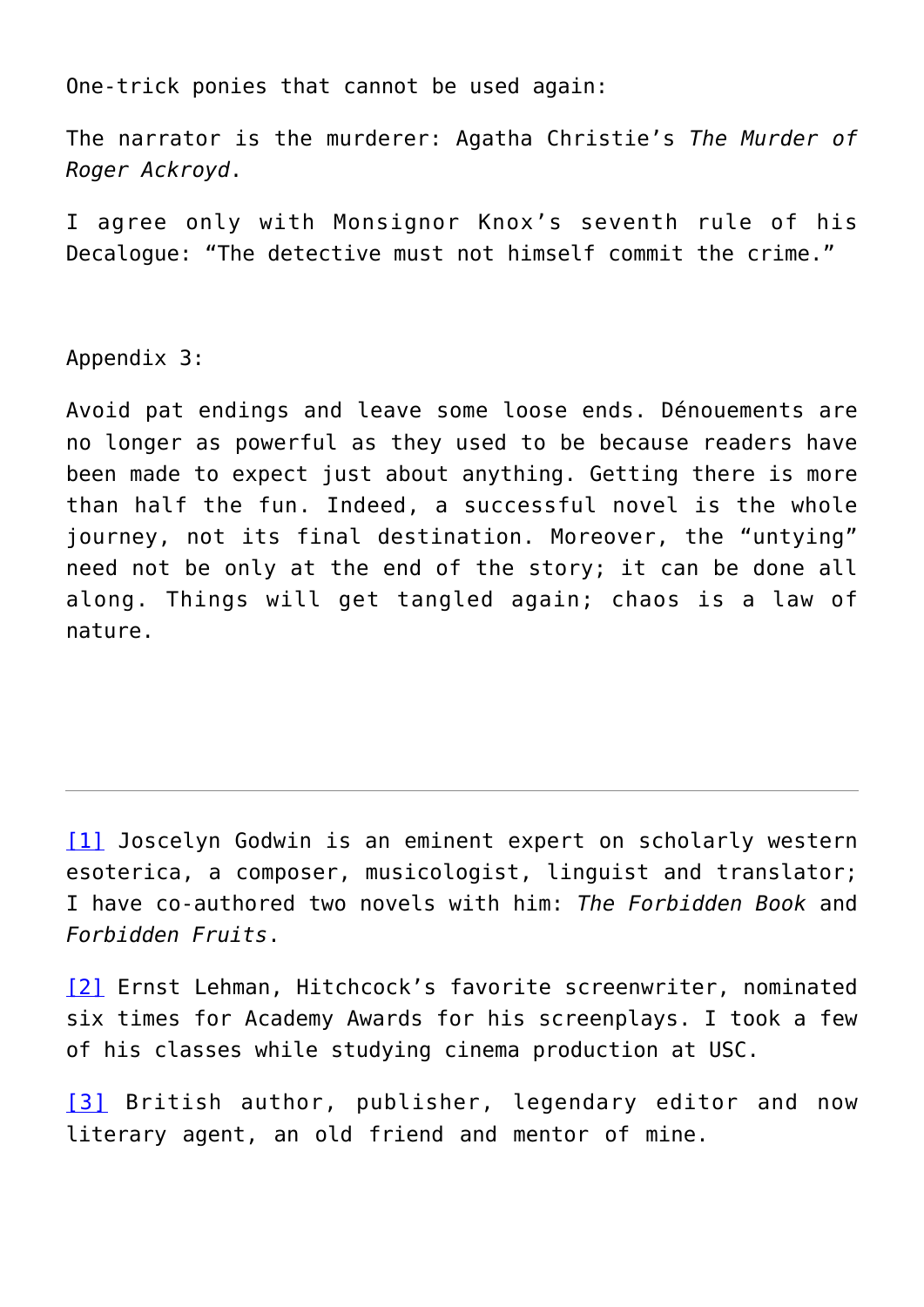One-trick ponies that cannot be used again:

The narrator is the murderer: Agatha Christie's *The Murder of Roger Ackroyd*.

I agree only with Monsignor Knox's seventh rule of his Decalogue: "The detective must not himself commit the crime."

Appendix 3:

Avoid pat endings and leave some loose ends. Dénouements are no longer as powerful as they used to be because readers have been made to expect just about anything. Getting there is more than half the fun. Indeed, a successful novel is the whole journey, not its final destination. Moreover, the "untying" need not be only at the end of the story; it can be done all along. Things will get tangled again; chaos is a law of nature.

---

[1] Joscelyn Godwin is an eminent expert on scholarly western esoterica, a composer, musicologist, linguist and translator; I have co-authored two novels with him: *The Forbidden Book* and *Forbidden Fruits*.

[2] Ernst Lehman, Hitchcock's favorite screenwriter, nominated six times for Academy Awards for his screenplays. I took a few of his classes while studying cinema production at USC.

[3] British author, publisher, legendary editor and now literary agent, an old friend and mentor of mine.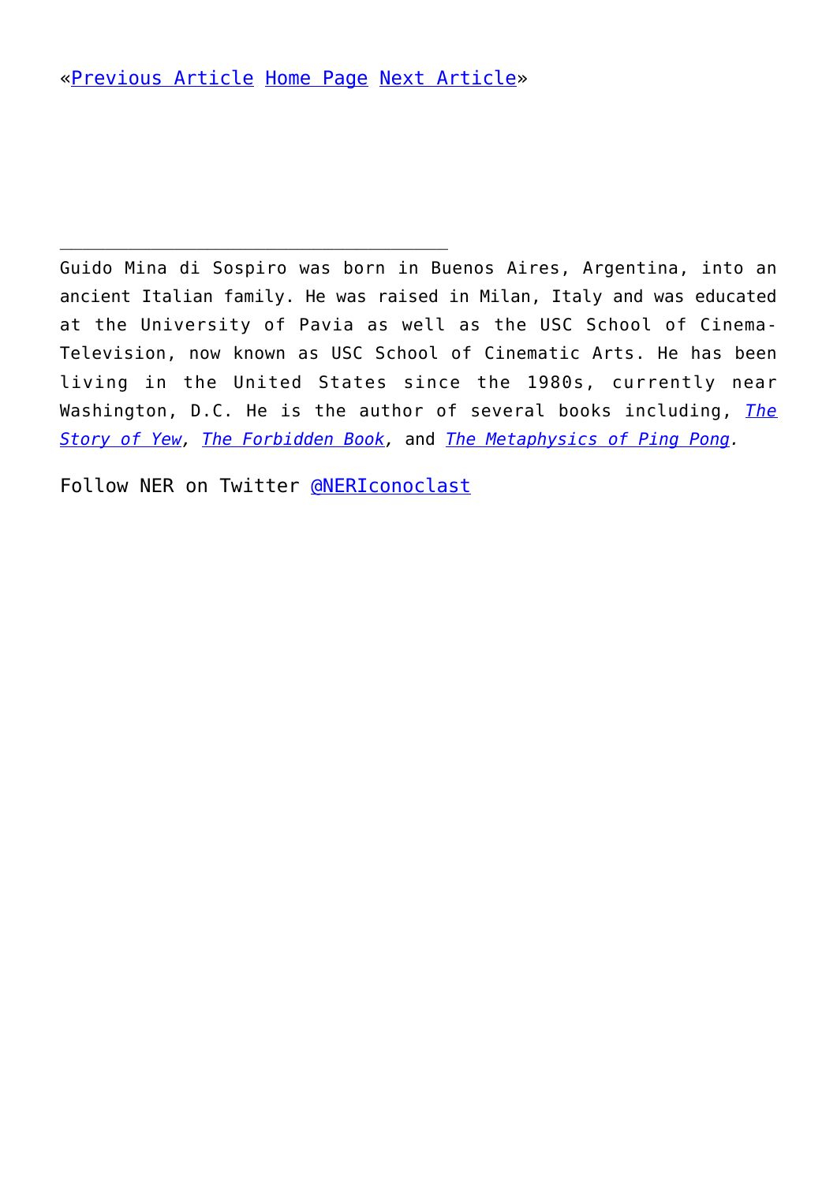«Previous Article Home Page Next Article»

---

Guido Mina di Sospiro was born in Buenos Aires, Argentina, into an ancient Italian family. He was raised in Milan, Italy and was educated at the University of Pavia as well as the USC School of Cinema-Television, now known as USC School of Cinematic Arts. He has been living in the United States since the 1980s, currently near Washington, D.C. He is the author of several books including, *The Story of Yew*, *The Forbidden Book*, and *The Metaphysics of Ping Pong*.

Follow NER on Twitter @NERIconoclast